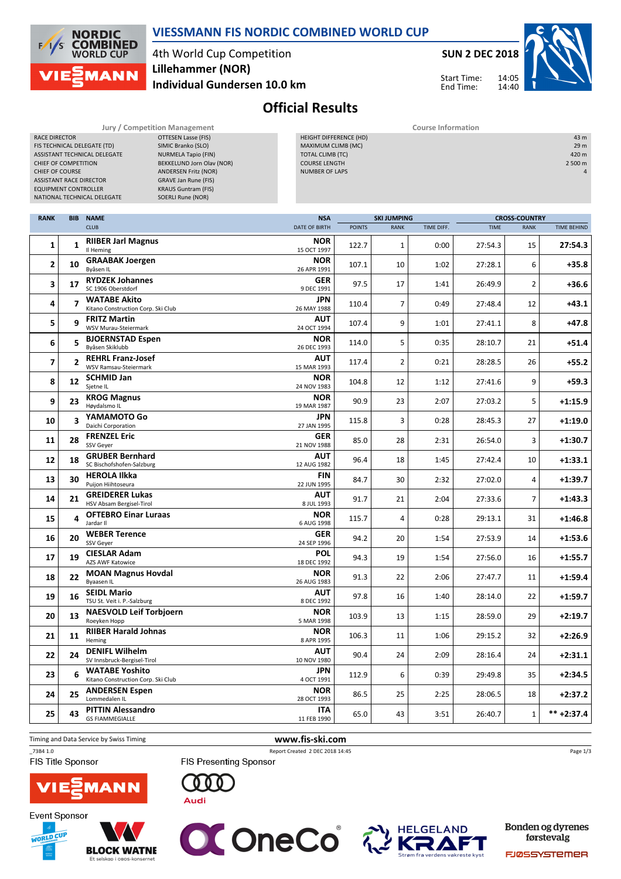# VIESSMANN FIS NORDIC COMBINED WORLD CUP

4th World Cup Competition
**Lillehammer (NOR)**
**Individual Gundersen 10.0 km**

**SUN 2 DEC 2018**

Start Time: 14:05
End Time: 14:40

## Official Results

### Jury / Competition Management

| | |
|---|---|
| RACE DIRECTOR | OTTESEN Lasse (FIS) |
| FIS TECHNICAL DELEGATE (TD) | SIMIC Branko (SLO) |
| ASSISTANT TECHNICAL DELEGATE | NURMELA Tapio (FIN) |
| CHIEF OF COMPETITION | BEKKELUND Jorn Olav (NOR) |
| CHIEF OF COURSE | ANDERSEN Fritz (NOR) |
| ASSISTANT RACE DIRECTOR | GRAVE Jan Rune (FIS) |
| EQUIPMENT CONTROLLER | KRAUS Guntram (FIS) |
| NATIONAL TECHNICAL DELEGATE | SOERLI Rune (NOR) |

### Course Information

| | |
|---|---|
| HEIGHT DIFFERENCE (HD) | 43 m |
| MAXIMUM CLIMB (MC) | 29 m |
| TOTAL CLIMB (TC) | 420 m |
| COURSE LENGTH | 2 500 m |
| NUMBER OF LAPS | 4 |

| RANK | BIB | NAME / CLUB | NSA / DATE OF BIRTH | SKI JUMPING POINTS | SKI JUMPING RANK | SKI JUMPING TIME DIFF. | CROSS-COUNTRY TIME | CROSS-COUNTRY RANK | TIME BEHIND |
|---|---|---|---|---|---|---|---|---|---|
| 1 | 1 | **RIIBER Jarl Magnus** Il Heming | NOR 15 OCT 1997 | 122.7 | 1 | 0:00 | 27:54.3 | 15 | 27:54.3 |
| 2 | 10 | **GRAABAK Joergen** Byåsen IL | NOR 26 APR 1991 | 107.1 | 10 | 1:02 | 27:28.1 | 6 | +35.8 |
| 3 | 17 | **RYDZEK Johannes** SC 1906 Oberstdorf | GER 9 DEC 1991 | 97.5 | 17 | 1:41 | 26:49.9 | 2 | +36.6 |
| 4 | 7 | **WATABE Akito** Kitano Construction Corp. Ski Club | JPN 26 MAY 1988 | 110.4 | 7 | 0:49 | 27:48.4 | 12 | +43.1 |
| 5 | 9 | **FRITZ Martin** WSV Murau-Steiermark | AUT 24 OCT 1994 | 107.4 | 9 | 1:01 | 27:41.1 | 8 | +47.8 |
| 6 | 5 | **BJOERNSTAD Espen** Byåsen Skiklubb | NOR 26 DEC 1993 | 114.0 | 5 | 0:35 | 28:10.7 | 21 | +51.4 |
| 7 | 2 | **REHRL Franz-Josef** WSV Ramsau-Steiermark | AUT 15 MAR 1993 | 117.4 | 2 | 0:21 | 28:28.5 | 26 | +55.2 |
| 8 | 12 | **SCHMID Jan** Sjetne IL | NOR 24 NOV 1983 | 104.8 | 12 | 1:12 | 27:41.6 | 9 | +59.3 |
| 9 | 23 | **KROG Magnus** Høydalsmo IL | NOR 19 MAR 1987 | 90.9 | 23 | 2:07 | 27:03.2 | 5 | +1:15.9 |
| 10 | 3 | **YAMAMOTO Go** Daichi Corporation | JPN 27 JAN 1995 | 115.8 | 3 | 0:28 | 28:45.3 | 27 | +1:19.0 |
| 11 | 28 | **FRENZEL Eric** SSV Geyer | GER 21 NOV 1988 | 85.0 | 28 | 2:31 | 26:54.0 | 3 | +1:30.7 |
| 12 | 18 | **GRUBER Bernhard** SC Bischofshofen-Salzburg | AUT 12 AUG 1982 | 96.4 | 18 | 1:45 | 27:42.4 | 10 | +1:33.1 |
| 13 | 30 | **HEROLA Ilkka** Puijon Hiihtoseura | FIN 22 JUN 1995 | 84.7 | 30 | 2:32 | 27:02.0 | 4 | +1:39.7 |
| 14 | 21 | **GREIDERER Lukas** HSV Absam Bergisel-Tirol | AUT 8 JUL 1993 | 91.7 | 21 | 2:04 | 27:33.6 | 7 | +1:43.3 |
| 15 | 4 | **OFTEBRO Einar Luraas** Jardar Il | NOR 6 AUG 1998 | 115.7 | 4 | 0:28 | 29:13.1 | 31 | +1:46.8 |
| 16 | 20 | **WEBER Terence** SSV Geyer | GER 24 SEP 1996 | 94.2 | 20 | 1:54 | 27:53.9 | 14 | +1:53.6 |
| 17 | 19 | **CIESLAR Adam** AZS AWF Katowice | POL 18 DEC 1992 | 94.3 | 19 | 1:54 | 27:56.0 | 16 | +1:55.7 |
| 18 | 22 | **MOAN Magnus Hovdal** Byaasen IL | NOR 26 AUG 1983 | 91.3 | 22 | 2:06 | 27:47.7 | 11 | +1:59.4 |
| 19 | 16 | **SEIDL Mario** TSU St. Veit i. P.-Salzburg | AUT 8 DEC 1992 | 97.8 | 16 | 1:40 | 28:14.0 | 22 | +1:59.7 |
| 20 | 13 | **NAESVOLD Leif Torbjoern** Roeyken Hopp | NOR 5 MAR 1998 | 103.9 | 13 | 1:15 | 28:59.0 | 29 | +2:19.7 |
| 21 | 11 | **RIIBER Harald Johnas** Heming | NOR 8 APR 1995 | 106.3 | 11 | 1:06 | 29:15.2 | 32 | +2:26.9 |
| 22 | 24 | **DENIFL Wilhelm** SV Innsbruck-Bergisel-Tirol | AUT 10 NOV 1980 | 90.4 | 24 | 2:09 | 28:16.4 | 24 | +2:31.1 |
| 23 | 6 | **WATABE Yoshito** Kitano Construction Corp. Ski Club | JPN 4 OCT 1991 | 112.9 | 6 | 0:39 | 29:49.8 | 35 | +2:34.5 |
| 24 | 25 | **ANDERSEN Espen** Lommedalen IL | NOR 28 OCT 1993 | 86.5 | 25 | 2:25 | 28:06.5 | 18 | +2:37.2 |
| 25 | 43 | **PITTIN Alessandro** GS FIAMMEGIALLE | ITA 11 FEB 1990 | 65.0 | 43 | 3:51 | 26:40.7 | 1 | ** +2:37.4 |

Timing and Data Service by Swiss Timing

www.fis-ski.com

_73B4 1.0 Report Created 2 DEC 2018 14:45

FIS Title Sponsor: VIESSMANN

FIS Presenting Sponsor: Audi

Event Sponsor: BLOCK WATNE, OneCo, HELGELAND KRAFT, Bonden og dyrenes førstevalg FJØSSYSTEMER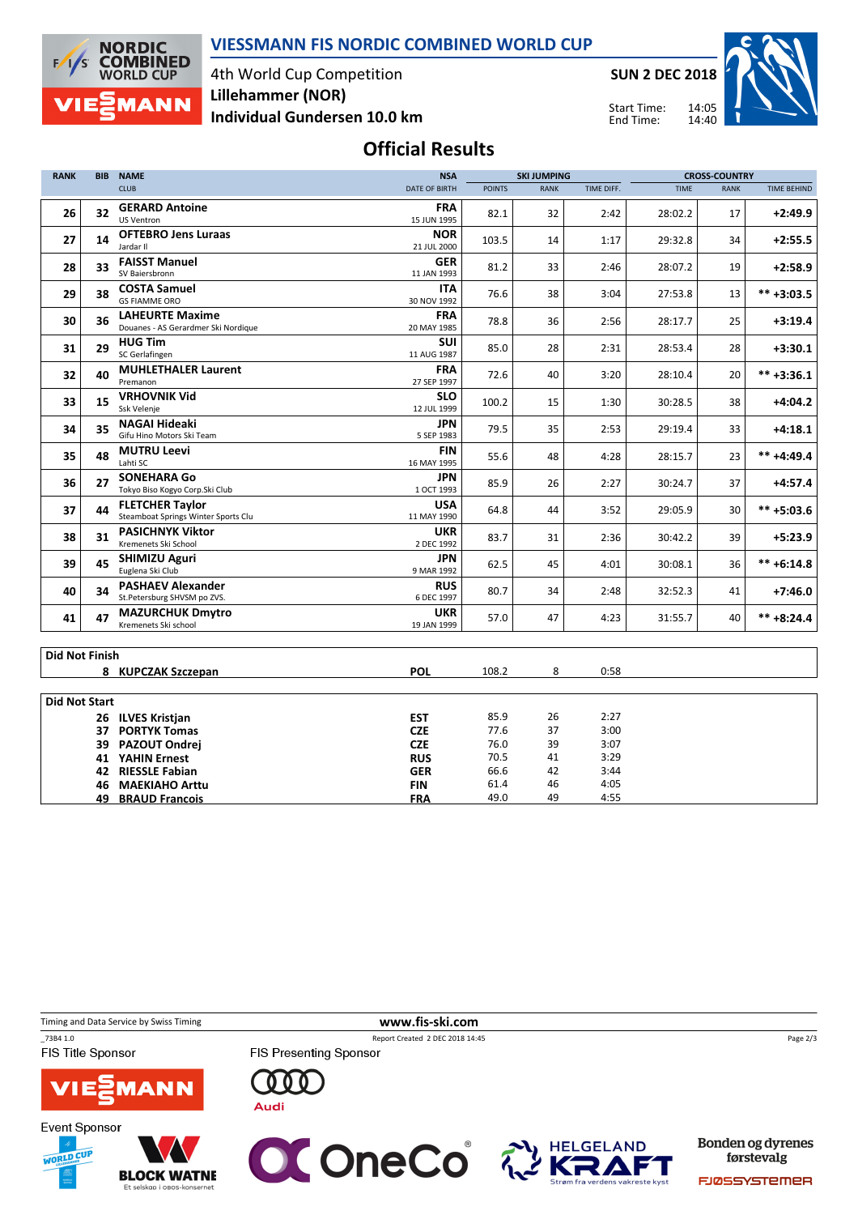# VIESSMANN FIS NORDIC COMBINED WORLD CUP

4th World Cup Competition
**Lillehammer (NOR)**
**Individual Gundersen 10.0 km**

**SUN 2 DEC 2018**

Start Time: 14:05
End Time: 14:40

## Official Results

| RANK | BIB | NAME / CLUB | NSA / DATE OF BIRTH | SKI JUMPING POINTS | SKI JUMPING RANK | SKI JUMPING TIME DIFF. | CROSS-COUNTRY TIME | CROSS-COUNTRY RANK | CROSS-COUNTRY TIME BEHIND |
|---|---|---|---|---|---|---|---|---|---|
| 26 | 32 | **GERARD Antoine** US Ventron | FRA 15 JUN 1995 | 82.1 | 32 | 2:42 | 28:02.2 | 17 | **+2:49.9** |
| 27 | 14 | **OFTEBRO Jens Luraas** Jardar Il | NOR 21 JUL 2000 | 103.5 | 14 | 1:17 | 29:32.8 | 34 | **+2:55.5** |
| 28 | 33 | **FAISST Manuel** SV Baiersbronn | GER 11 JAN 1993 | 81.2 | 33 | 2:46 | 28:07.2 | 19 | **+2:58.9** |
| 29 | 38 | **COSTA Samuel** GS FIAMME ORO | ITA 30 NOV 1992 | 76.6 | 38 | 3:04 | 27:53.8 | 13 | ** **+3:03.5** |
| 30 | 36 | **LAHEURTE Maxime** Douanes - AS Gerardmer Ski Nordique | FRA 20 MAY 1985 | 78.8 | 36 | 2:56 | 28:17.7 | 25 | **+3:19.4** |
| 31 | 29 | **HUG Tim** SC Gerlafingen | SUI 11 AUG 1987 | 85.0 | 28 | 2:31 | 28:53.4 | 28 | **+3:30.1** |
| 32 | 40 | **MUHLETHALER Laurent** Premanon | FRA 27 SEP 1997 | 72.6 | 40 | 3:20 | 28:10.4 | 20 | ** **+3:36.1** |
| 33 | 15 | **VRHOVNIK Vid** Ssk Velenje | SLO 12 JUL 1999 | 100.2 | 15 | 1:30 | 30:28.5 | 38 | **+4:04.2** |
| 34 | 35 | **NAGAI Hideaki** Gifu Hino Motors Ski Team | JPN 5 SEP 1983 | 79.5 | 35 | 2:53 | 29:19.4 | 33 | **+4:18.1** |
| 35 | 48 | **MUTRU Leevi** Lahti SC | FIN 16 MAY 1995 | 55.6 | 48 | 4:28 | 28:15.7 | 23 | ** **+4:49.4** |
| 36 | 27 | **SONEHARA Go** Tokyo Biso Kogyo Corp.Ski Club | JPN 1 OCT 1993 | 85.9 | 26 | 2:27 | 30:24.7 | 37 | **+4:57.4** |
| 37 | 44 | **FLETCHER Taylor** Steamboat Springs Winter Sports Clu | USA 11 MAY 1990 | 64.8 | 44 | 3:52 | 29:05.9 | 30 | ** **+5:03.6** |
| 38 | 31 | **PASICHNYK Viktor** Kremenets Ski School | UKR 2 DEC 1992 | 83.7 | 31 | 2:36 | 30:42.2 | 39 | **+5:23.9** |
| 39 | 45 | **SHIMIZU Aguri** Euglena Ski Club | JPN 9 MAR 1992 | 62.5 | 45 | 4:01 | 30:08.1 | 36 | ** **+6:14.8** |
| 40 | 34 | **PASHAEV Alexander** St.Petersburg SHVSM po ZVS. | RUS 6 DEC 1997 | 80.7 | 34 | 2:48 | 32:52.3 | 41 | **+7:46.0** |
| 41 | 47 | **MAZURCHUK Dmytro** Kremenets Ski school | UKR 19 JAN 1999 | 57.0 | 47 | 4:23 | 31:55.7 | 40 | ** **+8:24.4** |

**Did Not Finish**

| BIB | NAME | NSA | POINTS | RANK | TIME DIFF. |
|---|---|---|---|---|---|
| 8 | **KUPCZAK Szczepan** | POL | 108.2 | 8 | 0:58 |

**Did Not Start**

| BIB | NAME | NSA | POINTS | RANK | TIME DIFF. |
|---|---|---|---|---|---|
| 26 | **ILVES Kristjan** | EST | 85.9 | 26 | 2:27 |
| 37 | **PORTYK Tomas** | CZE | 77.6 | 37 | 3:00 |
| 39 | **PAZOUT Ondrej** | CZE | 76.0 | 39 | 3:07 |
| 41 | **YAHIN Ernest** | RUS | 70.5 | 41 | 3:29 |
| 42 | **RIESSLE Fabian** | GER | 66.6 | 42 | 3:44 |
| 46 | **MAEKIAHO Arttu** | FIN | 61.4 | 46 | 4:05 |
| 49 | **BRAUD Francois** | FRA | 49.0 | 49 | 4:55 |

Timing and Data Service by Swiss Timing
www.fis-ski.com
_73B4 1.0
Report Created 2 DEC 2018 14:45

FIS Title Sponsor: VIESSMANN
FIS Presenting Sponsor: Audi
Event Sponsor: BLOCK WATNE, OneCo, HELGELAND KRAFT, Bonden og dyrenes førstevalg FJØSSYSTEMER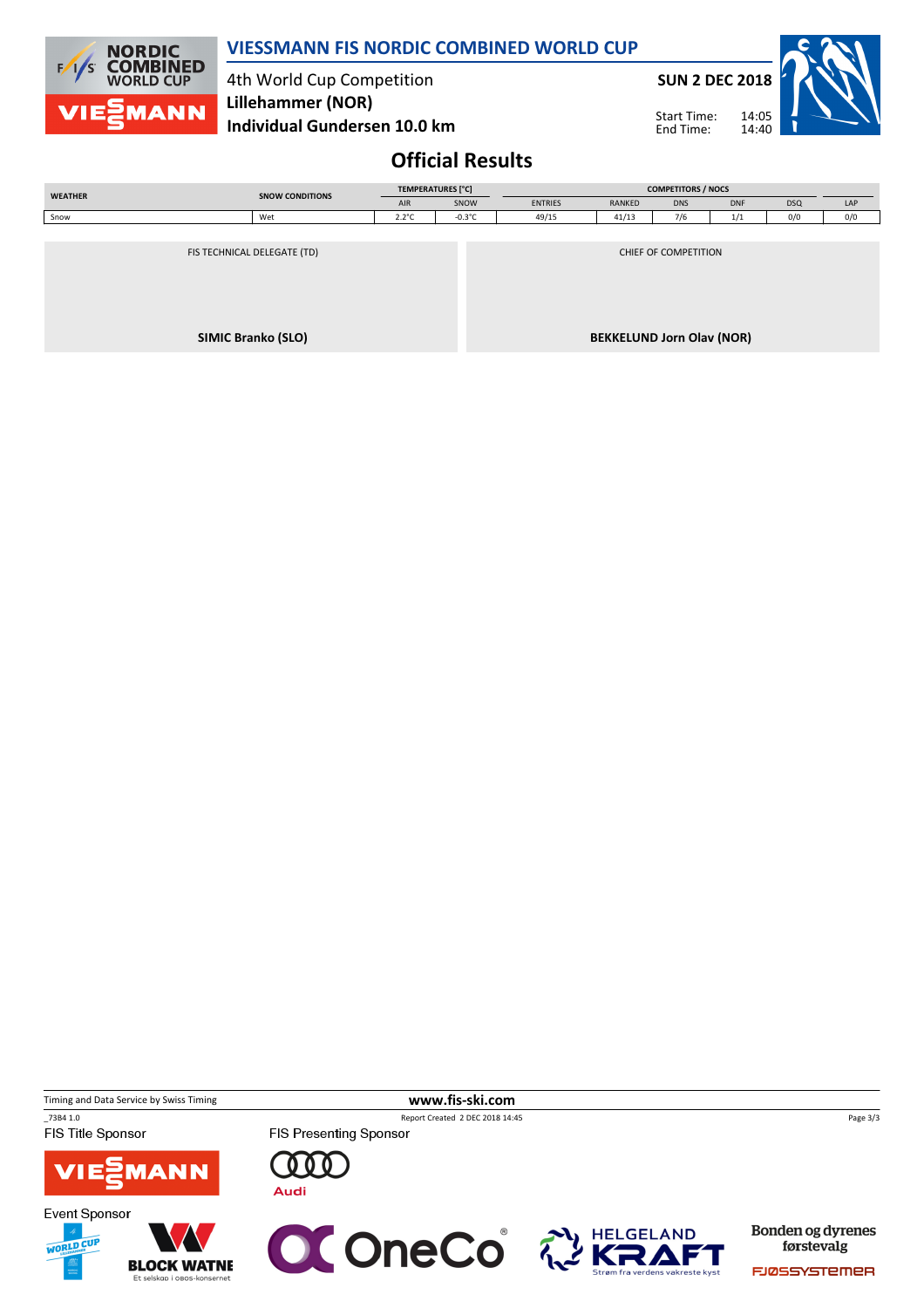# VIESSMANN FIS NORDIC COMBINED WORLD CUP

4th World Cup Competition
**Lillehammer (NOR)**
**Individual Gundersen 10.0 km**

**SUN 2 DEC 2018**

Start Time: 14:05
End Time: 14:40

## Official Results

| WEATHER | SNOW CONDITIONS | TEMPERATURES [°C] | | COMPETITORS / NOCS | | | | | |
|---|---|---|---|---|---|---|---|---|---|
| | | AIR | SNOW | ENTRIES | RANKED | DNS | DNF | DSQ | LAP |
| Snow | Wet | 2.2°C | -0.3°C | 49/15 | 41/13 | 7/6 | 1/1 | 0/0 | 0/0 |

| FIS TECHNICAL DELEGATE (TD) | CHIEF OF COMPETITION |
|---|---|
| **SIMIC Branko (SLO)** | **BEKKELUND Jorn Olav (NOR)** |

Timing and Data Service by Swiss Timing
www.fis-ski.com
_73B4 1.0
Report Created 2 DEC 2018 14:45

FIS Title Sponsor
FIS Presenting Sponsor
Event Sponsor